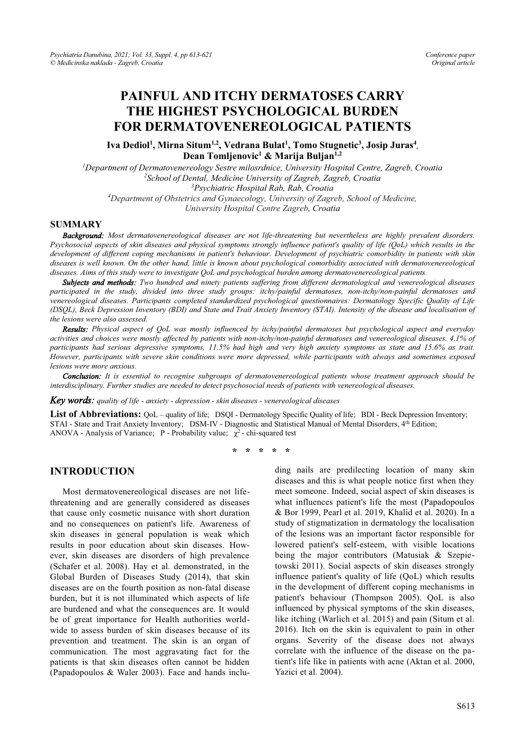# PAINFUL AND ITCHY DERMATOSES CARRY THE HIGHEST PSYCHOLOGICAL BURDEN FOR DERMATOVENEREOLOGICAL PATIENTS

**Iva Dediol[1], Mirna Situm[1,2], Vedrana Bulat[1], Tomo Stugnetic[3], Josip Juras[4], Dean Tomljenovic[1] & Marija Buljan[1,2]**

[1]*Department of Dermatovenereology Sestre milosrdnice, University Hospital Centre, Zagreb, Croatia*
[2]*School of Dental, Medicine University of Zagreb, Zagreb, Croatia*
[3]*Psychiatric Hospital Rab, Rab, Croatia*
[4]*Department of Obstetrics and Gynaecology, University of Zagreb, School of Medicine, University Hospital Centre Zagreb, Croatia*

## SUMMARY

***Background:*** *Most dermatovenereological diseases are not life-threatening but nevertheless are highly prevalent disorders. Psychosocial aspects of skin diseases and physical symptoms strongly influence patient's quality of life (QoL) which results in the development of different coping mechanisms in patient's behaviour. Development of psychiatric comorbidity in patients with skin diseases is well known. On the other hand, little is known about psychological comorbidity associated with dermatovenereological diseases. Aims of this study were to investigate QoL and psychological burden among dermatovenereological patients.*

***Subjects and methods:*** *Two hundred and ninety patients suffering from different dermatological and venereological diseases participated in the study, divided into three study groups: itchy/painful dermatoses, non-itchy/non-painful dermatoses and venereological diseases. Participants completed standardized psychological questionnaires: Dermatology Specific Quality of Life (DSQL), Beck Depression Inventory (BDI) and State and Trait Anxiety Inventory (STAI). Intensity of the disease and localisation of the lesions were also assessed.*

***Results:*** *Physical aspect of QoL was mostly influenced by itchy/painful dermatoses but psychological aspect and everyday activities and choices were mostly affected by patients with non-itchy/non-painful dermatoses and venereological diseases. 4.1% of participants had serious depressive symptoms, 11.5% had high and very high anxiety symptoms as state and 15.6% as trait. However, participants with severe skin conditions were more depressed, while participants with always and sometimes exposed lesions were more anxious.*

***Conclusion:*** *It is essential to recognise subgroups of dermatovenereological patients whose treatment approach should be interdisciplinary. Further studies are needed to detect psychosocial needs of patients with venereological diseases.*

***Key words:*** *quality of life - anxiety - depression - skin diseases - venereological diseases*

**List of Abbreviations:** QoL – quality of life; DSQI - Dermatology Specific Quality of life; BDI - Beck Depression Inventory; STAI - State and Trait Anxiety Inventory; DSM-IV - Diagnostic and Statistical Manual of Mental Disorders, 4th Edition; ANOVA - Analysis of Variance; P - Probability value; $\chi^2$ - chi-squared test

\* \* \* \* \*

## INTRODUCTION

Most dermatovenereological diseases are not life-threatening and are generally considered as diseases that cause only cosmetic nuisance with short duration and no consequences on patient's life. Awareness of skin diseases in general population is weak which results in poor education about skin diseases. However, skin diseases are disorders of high prevalence (Schafer et al. 2008). Hay et al. demonstrated, in the Global Burden of Diseases Study (2014), that skin diseases are on the fourth position as non-fatal disease burden, but it is not illuminated which aspects of life are burdened and what the consequences are. It would be of great importance for Health authorities worldwide to assess burden of skin diseases because of its prevention and treatment. The skin is an organ of communication. The most aggravating fact for the patients is that skin diseases often cannot be hidden (Papadopoulos & Waler 2003). Face and hands including nails are predilecting location of many skin diseases and this is what people notice first when they meet someone. Indeed, social aspect of skin diseases is what influences patient's life the most (Papadopoulos & Bor 1999, Pearl et al. 2019, Khalid et al. 2020). In a study of stigmatization in dermatology the localisation of the lesions was an important factor responsible for lowered patient's self-esteem, with visible locations being the major contributors (Matusiak & Szepietowski 2011). Social aspects of skin diseases strongly influence patient's quality of life (QoL) which results in the development of different coping mechanisms in patient's behaviour (Thompson 2005). QoL is also influenced by physical symptoms of the skin diseases, like itching (Warlich et al. 2015) and pain (Situm et al. 2016). Itch on the skin is equivalent to pain in other organs. Severity of the disease does not always correlate with the influence of the disease on the patient's life like in patients with acne (Aktan et al. 2000, Yazici et al. 2004).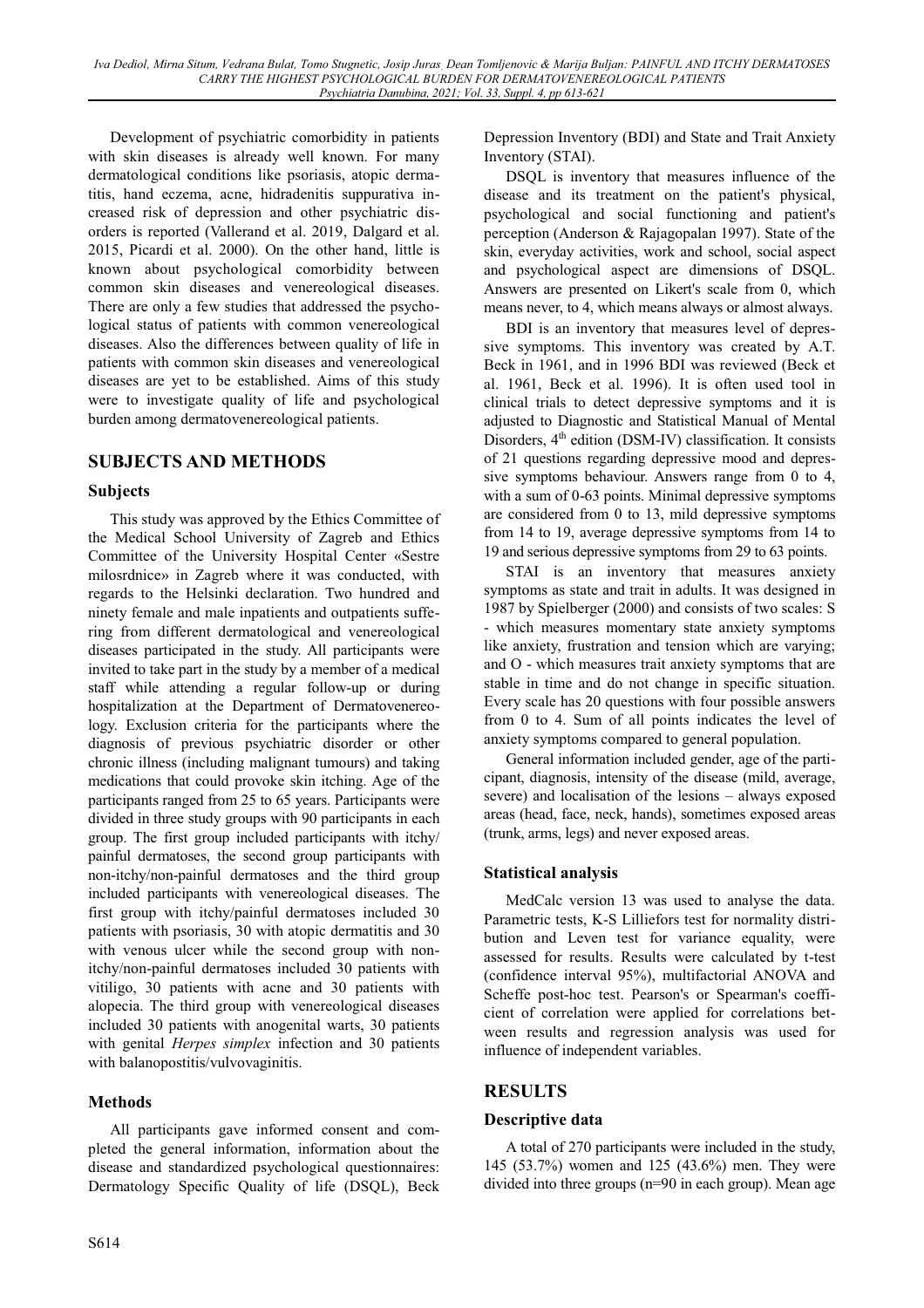Development of psychiatric comorbidity in patients with skin diseases is already well known. For many dermatological conditions like psoriasis, atopic dermatitis, hand eczema, acne, hidradenitis suppurativa increased risk of depression and other psychiatric disorders is reported (Vallerand et al. 2019, Dalgard et al. 2015, Picardi et al. 2000). On the other hand, little is known about psychological comorbidity between common skin diseases and venereological diseases. There are only a few studies that addressed the psychological status of patients with common venereological diseases. Also the differences between quality of life in patients with common skin diseases and venereological diseases are yet to be established. Aims of this study were to investigate quality of life and psychological burden among dermatovenereological patients.

## SUBJECTS AND METHODS

### Subjects

This study was approved by the Ethics Committee of the Medical School University of Zagreb and Ethics Committee of the University Hospital Center «Sestre milosrdnice» in Zagreb where it was conducted, with regards to the Helsinki declaration. Two hundred and ninety female and male inpatients and outpatients suffering from different dermatological and venereological diseases participated in the study. All participants were invited to take part in the study by a member of a medical staff while attending a regular follow-up or during hospitalization at the Department of Dermatovenereology. Exclusion criteria for the participants where the diagnosis of previous psychiatric disorder or other chronic illness (including malignant tumours) and taking medications that could provoke skin itching. Age of the participants ranged from 25 to 65 years. Participants were divided in three study groups with 90 participants in each group. The first group included participants with itchy/painful dermatoses, the second group participants with non-itchy/non-painful dermatoses and the third group included participants with venereological diseases. The first group with itchy/painful dermatoses included 30 patients with psoriasis, 30 with atopic dermatitis and 30 with venous ulcer while the second group with non-itchy/non-painful dermatoses included 30 patients with vitiligo, 30 patients with acne and 30 patients with alopecia. The third group with venereological diseases included 30 patients with anogenital warts, 30 patients with genital *Herpes simplex* infection and 30 patients with balanopostitis/vulvovaginitis.

### Methods

All participants gave informed consent and completed the general information, information about the disease and standardized psychological questionnaires: Dermatology Specific Quality of life (DSQL), Beck Depression Inventory (BDI) and State and Trait Anxiety Inventory (STAI).

DSQL is inventory that measures influence of the disease and its treatment on the patient's physical, psychological and social functioning and patient's perception (Anderson & Rajagopalan 1997). State of the skin, everyday activities, work and school, social aspect and psychological aspect are dimensions of DSQL. Answers are presented on Likert's scale from 0, which means never, to 4, which means always or almost always.

BDI is an inventory that measures level of depressive symptoms. This inventory was created by A.T. Beck in 1961, and in 1996 BDI was reviewed (Beck et al. 1961, Beck et al. 1996). It is often used tool in clinical trials to detect depressive symptoms and it is adjusted to Diagnostic and Statistical Manual of Mental Disorders, 4th edition (DSM-IV) classification. It consists of 21 questions regarding depressive mood and depressive symptoms behaviour. Answers range from 0 to 4, with a sum of 0-63 points. Minimal depressive symptoms are considered from 0 to 13, mild depressive symptoms from 14 to 19, average depressive symptoms from 14 to 19 and serious depressive symptoms from 29 to 63 points.

STAI is an inventory that measures anxiety symptoms as state and trait in adults. It was designed in 1987 by Spielberger (2000) and consists of two scales: S - which measures momentary state anxiety symptoms like anxiety, frustration and tension which are varying; and O - which measures trait anxiety symptoms that are stable in time and do not change in specific situation. Every scale has 20 questions with four possible answers from 0 to 4. Sum of all points indicates the level of anxiety symptoms compared to general population.

General information included gender, age of the participant, diagnosis, intensity of the disease (mild, average, severe) and localisation of the lesions – always exposed areas (head, face, neck, hands), sometimes exposed areas (trunk, arms, legs) and never exposed areas.

### Statistical analysis

MedCalc version 13 was used to analyse the data. Parametric tests, K-S Lilliefors test for normality distribution and Leven test for variance equality, were assessed for results. Results were calculated by t-test (confidence interval 95%), multifactorial ANOVA and Scheffe post-hoc test. Pearson's or Spearman's coefficient of correlation were applied for correlations between results and regression analysis was used for influence of independent variables.

## RESULTS

### Descriptive data

A total of 270 participants were included in the study, 145 (53.7%) women and 125 (43.6%) men. They were divided into three groups (n=90 in each group). Mean age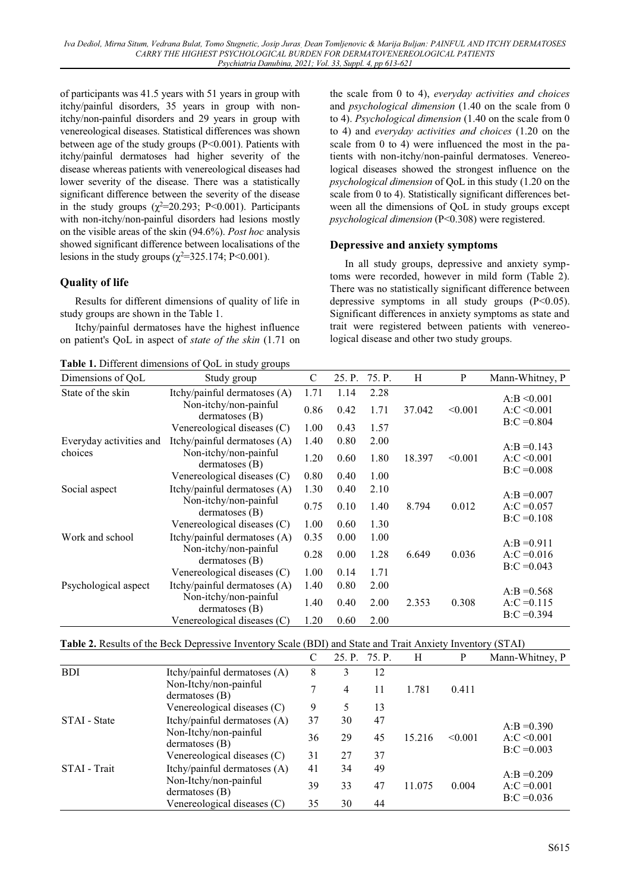of participants was 41.5 years with 51 years in group with itchy/painful disorders, 35 years in group with non-itchy/non-painful disorders and 29 years in group with venereological diseases. Statistical differences was shown between age of the study groups (P<0.001). Patients with itchy/painful dermatoses had higher severity of the disease whereas patients with venereological diseases had lower severity of the disease. There was a statistically significant difference between the severity of the disease in the study groups ($\chi^2$=20.293; P<0.001). Participants with non-itchy/non-painful disorders had lesions mostly on the visible areas of the skin (94.6%). *Post hoc* analysis showed significant difference between localisations of the lesions in the study groups ($\chi^2$=325.174; P<0.001).

## Quality of life

Results for different dimensions of quality of life in study groups are shown in the Table 1.

Itchy/painful dermatoses have the highest influence on patient's QoL in aspect of *state of the skin* (1.71 on the scale from 0 to 4), *everyday activities and choices* and *psychological dimension* (1.40 on the scale from 0 to 4). *Psychological dimension* (1.40 on the scale from 0 to 4) and *everyday activities and choices* (1.20 on the scale from 0 to 4) were influenced the most in the patients with non-itchy/non-painful dermatoses. Venereological diseases showed the strongest influence on the *psychological dimension* of QoL in this study (1.20 on the scale from 0 to 4). Statistically significant differences between all the dimensions of QoL in study groups except *psychological dimension* (P<0.308) were registered.

## Depressive and anxiety symptoms

In all study groups, depressive and anxiety symptoms were recorded, however in mild form (Table 2). There was no statistically significant difference between depressive symptoms in all study groups (P<0.05). Significant differences in anxiety symptoms as state and trait were registered between patients with venereological disease and other two study groups.

**Table 1.** Different dimensions of QoL in study groups

| Dimensions of QoL | Study group | C | 25. P. | 75. P. | H | P | Mann-Whitney, P |
|---|---|---|---|---|---|---|---|
| State of the skin | Itchy/painful dermatoses (A) | 1.71 | 1.14 | 2.28 | | | A:B <0.001 |
| | Non-itchy/non-painful dermatoses (B) | 0.86 | 0.42 | 1.71 | 37.042 | <0.001 | A:C <0.001 |
| | Venereological diseases (C) | 1.00 | 0.43 | 1.57 | | | B:C =0.804 |
| Everyday activities and choices | Itchy/painful dermatoses (A) | 1.40 | 0.80 | 2.00 | | | A:B =0.143 |
| | Non-itchy/non-painful dermatoses (B) | 1.20 | 0.60 | 1.80 | 18.397 | <0.001 | A:C <0.001 |
| | Venereological diseases (C) | 0.80 | 0.40 | 1.00 | | | B:C =0.008 |
| Social aspect | Itchy/painful dermatoses (A) | 1.30 | 0.40 | 2.10 | | | A:B =0.007 |
| | Non-itchy/non-painful dermatoses (B) | 0.75 | 0.10 | 1.40 | 8.794 | 0.012 | A:C =0.057 |
| | Venereological diseases (C) | 1.00 | 0.60 | 1.30 | | | B:C =0.108 |
| Work and school | Itchy/painful dermatoses (A) | 0.35 | 0.00 | 1.00 | | | A:B =0.911 |
| | Non-itchy/non-painful dermatoses (B) | 0.28 | 0.00 | 1.28 | 6.649 | 0.036 | A:C =0.016 |
| | Venereological diseases (C) | 1.00 | 0.14 | 1.71 | | | B:C =0.043 |
| Psychological aspect | Itchy/painful dermatoses (A) | 1.40 | 0.80 | 2.00 | | | A:B =0.568 |
| | Non-itchy/non-painful dermatoses (B) | 1.40 | 0.40 | 2.00 | 2.353 | 0.308 | A:C =0.115 |
| | Venereological diseases (C) | 1.20 | 0.60 | 2.00 | | | B:C =0.394 |

**Table 2.** Results of the Beck Depressive Inventory Scale (BDI) and State and Trait Anxiety Inventory (STAI)

| | | C | 25. P. | 75. P. | H | P | Mann-Whitney, P |
|---|---|---|---|---|---|---|---|
| BDI | Itchy/painful dermatoses (A) | 8 | 3 | 12 | | | |
| | Non-Itchy/non-painful dermatoses (B) | 7 | 4 | 11 | 1.781 | 0.411 | |
| | Venereological diseases (C) | 9 | 5 | 13 | | | |
| STAI - State | Itchy/painful dermatoses (A) | 37 | 30 | 47 | | | A:B =0.390 |
| | Non-Itchy/non-painful dermatoses (B) | 36 | 29 | 45 | 15.216 | <0.001 | A:C <0.001 |
| | Venereological diseases (C) | 31 | 27 | 37 | | | B:C =0.003 |
| STAI - Trait | Itchy/painful dermatoses (A) | 41 | 34 | 49 | | | A:B =0.209 |
| | Non-Itchy/non-painful dermatoses (B) | 39 | 33 | 47 | 11.075 | 0.004 | A:C =0.001 |
| | Venereological diseases (C) | 35 | 30 | 44 | | | B:C =0.036 |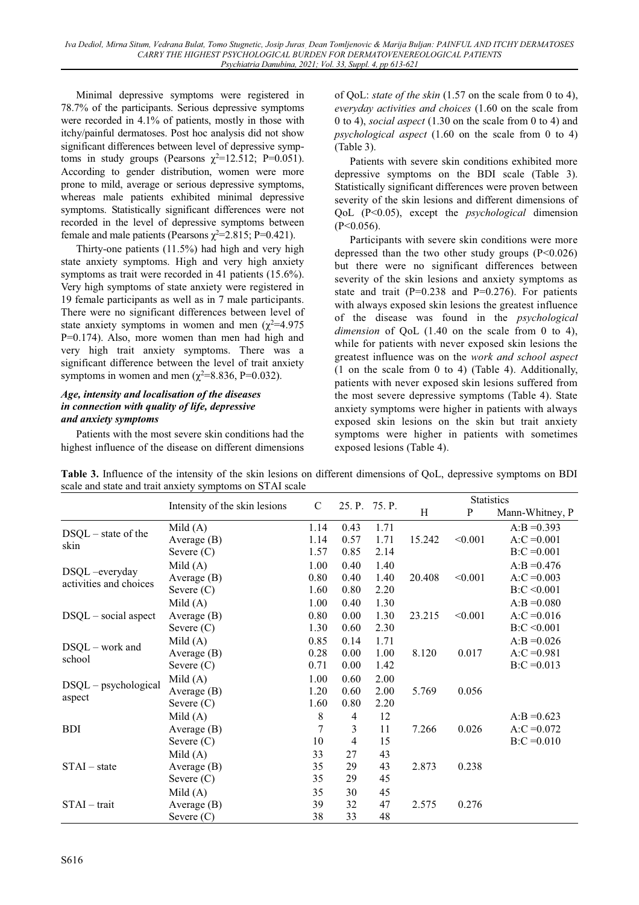Minimal depressive symptoms were registered in 78.7% of the participants. Serious depressive symptoms were recorded in 4.1% of patients, mostly in those with itchy/painful dermatoses. Post hoc analysis did not show significant differences between level of depressive symptoms in study groups (Pearsons $\chi^2$=12.512; P=0.051). According to gender distribution, women were more prone to mild, average or serious depressive symptoms, whereas male patients exhibited minimal depressive symptoms. Statistically significant differences were not recorded in the level of depressive symptoms between female and male patients (Pearsons $\chi^2$=2.815; P=0.421).

Thirty-one patients (11.5%) had high and very high state anxiety symptoms. High and very high anxiety symptoms as trait were recorded in 41 patients (15.6%). Very high symptoms of state anxiety were registered in 19 female participants as well as in 7 male participants. There were no significant differences between level of state anxiety symptoms in women and men ($\chi^2$=4.975 P=0.174). Also, more women than men had high and very high trait anxiety symptoms. There was a significant difference between the level of trait anxiety symptoms in women and men ($\chi^2$=8.836, P=0.032).

### *Age, intensity and localisation of the diseases in connection with quality of life, depressive and anxiety symptoms*

Patients with the most severe skin conditions had the highest influence of the disease on different dimensions of QoL: *state of the skin* (1.57 on the scale from 0 to 4), *everyday activities and choices* (1.60 on the scale from 0 to 4), *social aspect* (1.30 on the scale from 0 to 4) and *psychological aspect* (1.60 on the scale from 0 to 4) (Table 3).

Patients with severe skin conditions exhibited more depressive symptoms on the BDI scale (Table 3). Statistically significant differences were proven between severity of the skin lesions and different dimensions of QoL (P<0.05), except the *psychological* dimension (P<0.056).

Participants with severe skin conditions were more depressed than the two other study groups (P<0.026) but there were no significant differences between severity of the skin lesions and anxiety symptoms as state and trait (P=0.238 and P=0.276). For patients with always exposed skin lesions the greatest influence of the disease was found in the *psychological dimension* of QoL (1.40 on the scale from 0 to 4), while for patients with never exposed skin lesions the greatest influence was on the *work and school aspect* (1 on the scale from 0 to 4) (Table 4). Additionally, patients with never exposed skin lesions suffered from the most severe depressive symptoms (Table 4). State anxiety symptoms were higher in patients with always exposed skin lesions on the skin but trait anxiety symptoms were higher in patients with sometimes exposed lesions (Table 4).

**Table 3.** Influence of the intensity of the skin lesions on different dimensions of QoL, depressive symptoms on BDI scale and state and trait anxiety symptoms on STAI scale

| | Intensity of the skin lesions | C | 25. P. | 75. P. | Statistics | | |
|---|---|---|---|---|---|---|---|
| | | | | | H | P | Mann-Whitney, P |
| DSQL – state of the skin | Mild (A) | 1.14 | 0.43 | 1.71 | | | A:B =0.393 |
| | Average (B) | 1.14 | 0.57 | 1.71 | 15.242 | <0.001 | A:C =0.001 |
| | Severe (C) | 1.57 | 0.85 | 2.14 | | | B:C =0.001 |
| DSQL –everyday activities and choices | Mild (A) | 1.00 | 0.40 | 1.40 | | | A:B =0.476 |
| | Average (B) | 0.80 | 0.40 | 1.40 | 20.408 | <0.001 | A:C =0.003 |
| | Severe (C) | 1.60 | 0.80 | 2.20 | | | B:C <0.001 |
| DSQL – social aspect | Mild (A) | 1.00 | 0.40 | 1.30 | | | A:B =0.080 |
| | Average (B) | 0.80 | 0.00 | 1.30 | 23.215 | <0.001 | A:C =0.016 |
| | Severe (C) | 1.30 | 0.60 | 2.30 | | | B:C <0.001 |
| DSQL – work and school | Mild (A) | 0.85 | 0.14 | 1.71 | | | A:B =0.026 |
| | Average (B) | 0.28 | 0.00 | 1.00 | 8.120 | 0.017 | A:C =0.981 |
| | Severe (C) | 0.71 | 0.00 | 1.42 | | | B:C =0.013 |
| DSQL – psychological aspect | Mild (A) | 1.00 | 0.60 | 2.00 | | | |
| | Average (B) | 1.20 | 0.60 | 2.00 | 5.769 | 0.056 | |
| | Severe (C) | 1.60 | 0.80 | 2.20 | | | |
| BDI | Mild (A) | 8 | 4 | 12 | | | A:B =0.623 |
| | Average (B) | 7 | 3 | 11 | 7.266 | 0.026 | A:C =0.072 |
| | Severe (C) | 10 | 4 | 15 | | | B:C =0.010 |
| STAI – state | Mild (A) | 33 | 27 | 43 | | | |
| | Average (B) | 35 | 29 | 43 | 2.873 | 0.238 | |
| | Severe (C) | 35 | 29 | 45 | | | |
| STAI – trait | Mild (A) | 35 | 30 | 45 | | | |
| | Average (B) | 39 | 32 | 47 | 2.575 | 0.276 | |
| | Severe (C) | 38 | 33 | 48 | | | |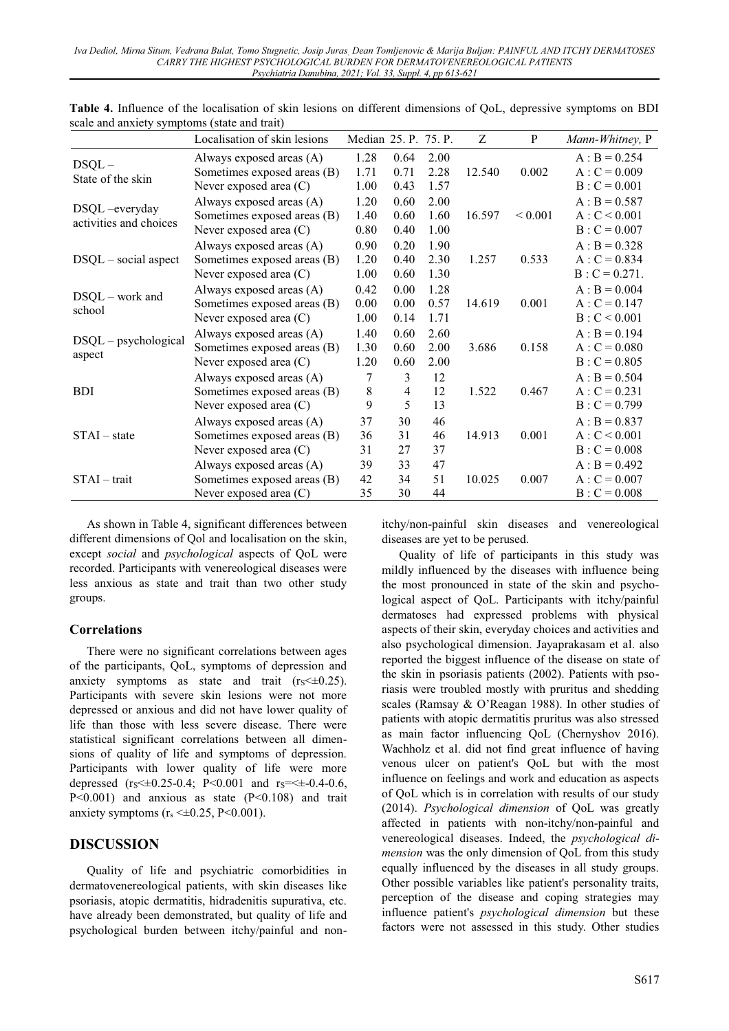**Table 4.** Influence of the localisation of skin lesions on different dimensions of QoL, depressive symptoms on BDI scale and anxiety symptoms (state and trait)

|  | Localisation of skin lesions | Median | 25. P. | 75. P. | Z | P | *Mann-Whitney,* P |
|---|---|---|---|---|---|---|---|
| DSQL – State of the skin | Always exposed areas (A) | 1.28 | 0.64 | 2.00 | 12.540 | 0.002 | A : B = 0.254 |
|  | Sometimes exposed areas (B) | 1.71 | 0.71 | 2.28 |  |  | A : C = 0.009 |
|  | Never exposed area (C) | 1.00 | 0.43 | 1.57 |  |  | B : C = 0.001 |
| DSQL –everyday activities and choices | Always exposed areas (A) | 1.20 | 0.60 | 2.00 | 16.597 | < 0.001 | A : B = 0.587 |
|  | Sometimes exposed areas (B) | 1.40 | 0.60 | 1.60 |  |  | A : C < 0.001 |
|  | Never exposed area (C) | 0.80 | 0.40 | 1.00 |  |  | B : C = 0.007 |
| DSQL – social aspect | Always exposed areas (A) | 0.90 | 0.20 | 1.90 | 1.257 | 0.533 | A : B = 0.328 |
|  | Sometimes exposed areas (B) | 1.20 | 0.40 | 2.30 |  |  | A : C = 0.834 |
|  | Never exposed area (C) | 1.00 | 0.60 | 1.30 |  |  | B : C = 0.271. |
| DSQL – work and school | Always exposed areas (A) | 0.42 | 0.00 | 1.28 | 14.619 | 0.001 | A : B = 0.004 |
|  | Sometimes exposed areas (B) | 0.00 | 0.00 | 0.57 |  |  | A : C = 0.147 |
|  | Never exposed area (C) | 1.00 | 0.14 | 1.71 |  |  | B : C < 0.001 |
| DSQL – psychological aspect | Always exposed areas (A) | 1.40 | 0.60 | 2.60 | 3.686 | 0.158 | A : B = 0.194 |
|  | Sometimes exposed areas (B) | 1.30 | 0.60 | 2.00 |  |  | A : C = 0.080 |
|  | Never exposed area (C) | 1.20 | 0.60 | 2.00 |  |  | B : C = 0.805 |
| BDI | Always exposed areas (A) | 7 | 3 | 12 | 1.522 | 0.467 | A : B = 0.504 |
|  | Sometimes exposed areas (B) | 8 | 4 | 12 |  |  | A : C = 0.231 |
|  | Never exposed area (C) | 9 | 5 | 13 |  |  | B : C = 0.799 |
| STAI – state | Always exposed areas (A) | 37 | 30 | 46 | 14.913 | 0.001 | A : B = 0.837 |
|  | Sometimes exposed areas (B) | 36 | 31 | 46 |  |  | A : C < 0.001 |
|  | Never exposed area (C) | 31 | 27 | 37 |  |  | B : C = 0.008 |
| STAI – trait | Always exposed areas (A) | 39 | 33 | 47 | 10.025 | 0.007 | A : B = 0.492 |
|  | Sometimes exposed areas (B) | 42 | 34 | 51 |  |  | A : C = 0.007 |
|  | Never exposed area (C) | 35 | 30 | 44 |  |  | B : C = 0.008 |

As shown in Table 4, significant differences between different dimensions of Qol and localisation on the skin, except *social* and *psychological* aspects of QoL were recorded. Participants with venereological diseases were less anxious as state and trait than two other study groups.

### Correlations

There were no significant correlations between ages of the participants, QoL, symptoms of depression and anxiety symptoms as state and trait ($r_S$<±0.25). Participants with severe skin lesions were not more depressed or anxious and did not have lower quality of life than those with less severe disease. There were statistical significant correlations between all dimensions of quality of life and symptoms of depression. Participants with lower quality of life were more depressed ($r_S$<±0.25-0.4; P<0.001 and $r_S$=<±-0.4-0.6, P<0.001) and anxious as state (P<0.108) and trait anxiety symptoms ($r_s$ <±0.25, P<0.001).

## DISCUSSION

Quality of life and psychiatric comorbidities in dermatovenereological patients, with skin diseases like psoriasis, atopic dermatitis, hidradenitis supurativa, etc. have already been demonstrated, but quality of life and psychological burden between itchy/painful and non-itchy/non-painful skin diseases and venereological diseases are yet to be perused.

Quality of life of participants in this study was mildly influenced by the diseases with influence being the most pronounced in state of the skin and psychological aspect of QoL. Participants with itchy/painful dermatoses had expressed problems with physical aspects of their skin, everyday choices and activities and also psychological dimension. Jayaprakasam et al. also reported the biggest influence of the disease on state of the skin in psoriasis patients (2002). Patients with psoriasis were troubled mostly with pruritus and shedding scales (Ramsay & O'Reagan 1988). In other studies of patients with atopic dermatitis pruritus was also stressed as main factor influencing QoL (Chernyshov 2016). Wachholz et al. did not find great influence of having venous ulcer on patient's QoL but with the most influence on feelings and work and education as aspects of QoL which is in correlation with results of our study (2014). *Psychological dimension* of QoL was greatly affected in patients with non-itchy/non-painful and venereological diseases. Indeed, the *psychological dimension* was the only dimension of QoL from this study equally influenced by the diseases in all study groups. Other possible variables like patient's personality traits, perception of the disease and coping strategies may influence patient's *psychological dimension* but these factors were not assessed in this study. Other studies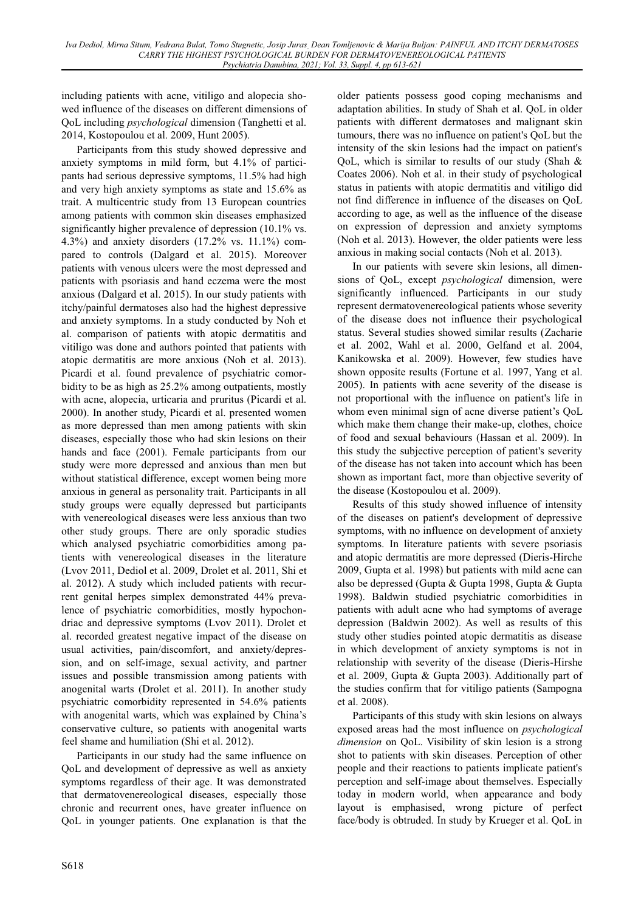including patients with acne, vitiligo and alopecia showed influence of the diseases on different dimensions of QoL including *psychological* dimension (Tanghetti et al. 2014, Kostopoulou et al. 2009, Hunt 2005).

Participants from this study showed depressive and anxiety symptoms in mild form, but 4.1% of participants had serious depressive symptoms, 11.5% had high and very high anxiety symptoms as state and 15.6% as trait. A multicentric study from 13 European countries among patients with common skin diseases emphasized significantly higher prevalence of depression (10.1% vs. 4.3%) and anxiety disorders (17.2% vs. 11.1%) compared to controls (Dalgard et al. 2015). Moreover patients with venous ulcers were the most depressed and patients with psoriasis and hand eczema were the most anxious (Dalgard et al. 2015). In our study patients with itchy/painful dermatoses also had the highest depressive and anxiety symptoms. In a study conducted by Noh et al. comparison of patients with atopic dermatitis and vitiligo was done and authors pointed that patients with atopic dermatitis are more anxious (Noh et al. 2013). Picardi et al. found prevalence of psychiatric comorbidity to be as high as 25.2% among outpatients, mostly with acne, alopecia, urticaria and pruritus (Picardi et al. 2000). In another study, Picardi et al. presented women as more depressed than men among patients with skin diseases, especially those who had skin lesions on their hands and face (2001). Female participants from our study were more depressed and anxious than men but without statistical difference, except women being more anxious in general as personality trait. Participants in all study groups were equally depressed but participants with venereological diseases were less anxious than two other study groups. There are only sporadic studies which analysed psychiatric comorbidities among patients with venereological diseases in the literature (Lvov 2011, Dediol et al. 2009, Drolet et al. 2011, Shi et al. 2012). A study which included patients with recurrent genital herpes simplex demonstrated 44% prevalence of psychiatric comorbidities, mostly hypochondriac and depressive symptoms (Lvov 2011). Drolet et al. recorded greatest negative impact of the disease on usual activities, pain/discomfort, and anxiety/depression, and on self-image, sexual activity, and partner issues and possible transmission among patients with anogenital warts (Drolet et al. 2011). In another study psychiatric comorbidity represented in 54.6% patients with anogenital warts, which was explained by China's conservative culture, so patients with anogenital warts feel shame and humiliation (Shi et al. 2012).

Participants in our study had the same influence on QoL and development of depressive as well as anxiety symptoms regardless of their age. It was demonstrated that dermatovenereological diseases, especially those chronic and recurrent ones, have greater influence on QoL in younger patients. One explanation is that the older patients possess good coping mechanisms and adaptation abilities. In study of Shah et al. QoL in older patients with different dermatoses and malignant skin tumours, there was no influence on patient's QoL but the intensity of the skin lesions had the impact on patient's QoL, which is similar to results of our study (Shah & Coates 2006). Noh et al. in their study of psychological status in patients with atopic dermatitis and vitiligo did not find difference in influence of the diseases on QoL according to age, as well as the influence of the disease on expression of depression and anxiety symptoms (Noh et al. 2013). However, the older patients were less anxious in making social contacts (Noh et al. 2013).

In our patients with severe skin lesions, all dimensions of QoL, except *psychological* dimension, were significantly influenced. Participants in our study represent dermatovenereological patients whose severity of the disease does not influence their psychological status. Several studies showed similar results (Zacharie et al. 2002, Wahl et al. 2000, Gelfand et al. 2004, Kanikowska et al. 2009). However, few studies have shown opposite results (Fortune et al. 1997, Yang et al. 2005). In patients with acne severity of the disease is not proportional with the influence on patient's life in whom even minimal sign of acne diverse patient's QoL which make them change their make-up, clothes, choice of food and sexual behaviours (Hassan et al. 2009). In this study the subjective perception of patient's severity of the disease has not taken into account which has been shown as important fact, more than objective severity of the disease (Kostopoulou et al. 2009).

Results of this study showed influence of intensity of the diseases on patient's development of depressive symptoms, with no influence on development of anxiety symptoms. In literature patients with severe psoriasis and atopic dermatitis are more depressed (Dieris-Hirche 2009, Gupta et al. 1998) but patients with mild acne can also be depressed (Gupta & Gupta 1998, Gupta & Gupta 1998). Baldwin studied psychiatric comorbidities in patients with adult acne who had symptoms of average depression (Baldwin 2002). As well as results of this study other studies pointed atopic dermatitis as disease in which development of anxiety symptoms is not in relationship with severity of the disease (Dieris-Hirshe et al. 2009, Gupta & Gupta 2003). Additionally part of the studies confirm that for vitiligo patients (Sampogna et al. 2008).

Participants of this study with skin lesions on always exposed areas had the most influence on *psychological dimension* on QoL. Visibility of skin lesion is a strong shot to patients with skin diseases. Perception of other people and their reactions to patients implicate patient's perception and self-image about themselves. Especially today in modern world, when appearance and body layout is emphasised, wrong picture of perfect face/body is obtruded. In study by Krueger et al. QoL in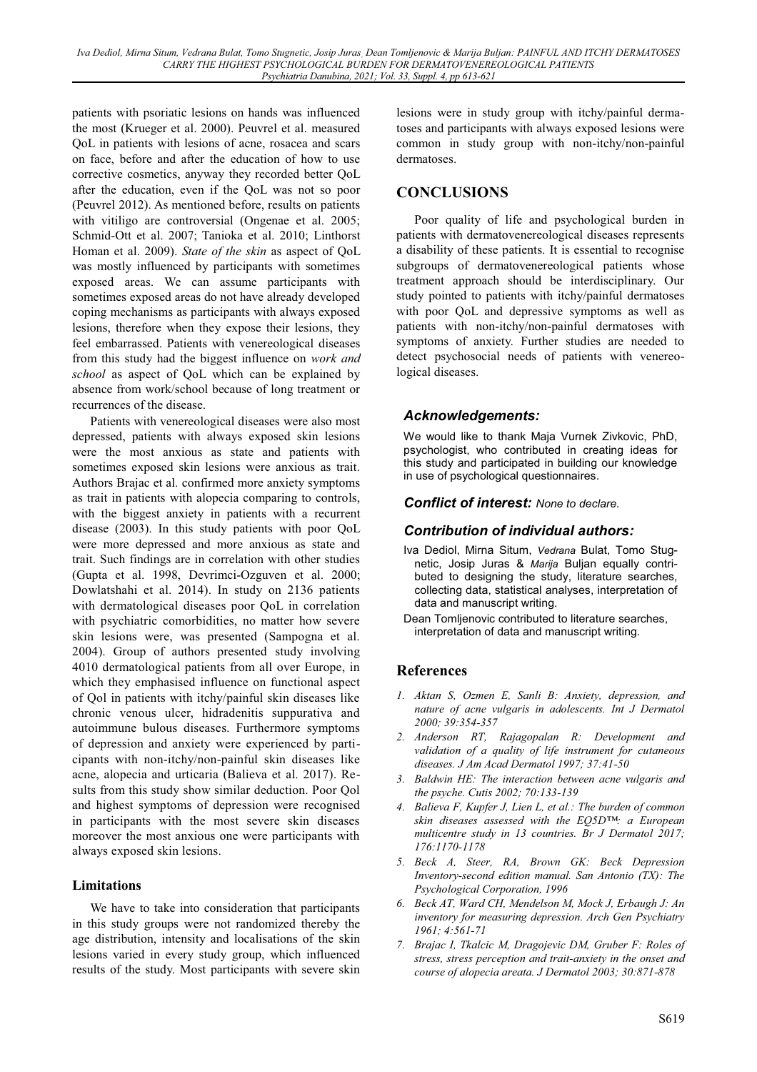patients with psoriatic lesions on hands was influenced the most (Krueger et al. 2000). Peuvrel et al. measured QoL in patients with lesions of acne, rosacea and scars on face, before and after the education of how to use corrective cosmetics, anyway they recorded better QoL after the education, even if the QoL was not so poor (Peuvrel 2012). As mentioned before, results on patients with vitiligo are controversial (Ongenae et al. 2005; Schmid-Ott et al. 2007; Tanioka et al. 2010; Linthorst Homan et al. 2009). *State of the skin* as aspect of QoL was mostly influenced by participants with sometimes exposed areas. We can assume participants with sometimes exposed areas do not have already developed coping mechanisms as participants with always exposed lesions, therefore when they expose their lesions, they feel embarrassed. Patients with venereological diseases from this study had the biggest influence on *work and school* as aspect of QoL which can be explained by absence from work/school because of long treatment or recurrences of the disease.

Patients with venereological diseases were also most depressed, patients with always exposed skin lesions were the most anxious as state and patients with sometimes exposed skin lesions were anxious as trait. Authors Brajac et al. confirmed more anxiety symptoms as trait in patients with alopecia comparing to controls, with the biggest anxiety in patients with a recurrent disease (2003). In this study patients with poor QoL were more depressed and more anxious as state and trait. Such findings are in correlation with other studies (Gupta et al. 1998, Devrimci-Ozguven et al. 2000; Dowlatshahi et al. 2014). In study on 2136 patients with dermatological diseases poor QoL in correlation with psychiatric comorbidities, no matter how severe skin lesions were, was presented (Sampogna et al. 2004). Group of authors presented study involving 4010 dermatological patients from all over Europe, in which they emphasised influence on functional aspect of Qol in patients with itchy/painful skin diseases like chronic venous ulcer, hidradenitis suppurativa and autoimmune bulous diseases. Furthermore symptoms of depression and anxiety were experienced by participants with non-itchy/non-painful skin diseases like acne, alopecia and urticaria (Balieva et al. 2017). Results from this study show similar deduction. Poor Qol and highest symptoms of depression were recognised in participants with the most severe skin diseases moreover the most anxious one were participants with always exposed skin lesions.

### Limitations

We have to take into consideration that participants in this study groups were not randomized thereby the age distribution, intensity and localisations of the skin lesions varied in every study group, which influenced results of the study. Most participants with severe skin lesions were in study group with itchy/painful dermatoses and participants with always exposed lesions were common in study group with non-itchy/non-painful dermatoses.

## CONCLUSIONS

Poor quality of life and psychological burden in patients with dermatovenereological diseases represents a disability of these patients. It is essential to recognise subgroups of dermatovenereological patients whose treatment approach should be interdisciplinary. Our study pointed to patients with itchy/painful dermatoses with poor QoL and depressive symptoms as well as patients with non-itchy/non-painful dermatoses with symptoms of anxiety. Further studies are needed to detect psychosocial needs of patients with venereological diseases.

### *Acknowledgements:*

We would like to thank Maja Vurnek Zivkovic, PhD, psychologist, who contributed in creating ideas for this study and participated in building our knowledge in use of psychological questionnaires.

***Conflict of interest:*** *None to declare.*

### *Contribution of individual authors:*

Iva Dediol, Mirna Situm, Vedrana Bulat, Tomo Stugnetic, Josip Juras & Marija Buljan equally contributed to designing the study, literature searches, collecting data, statistical analyses, interpretation of data and manuscript writing.

Dean Tomljenovic contributed to literature searches, interpretation of data and manuscript writing.

## References

1. *Aktan S, Ozmen E, Sanli B: Anxiety, depression, and nature of acne vulgaris in adolescents. Int J Dermatol 2000; 39:354-357*
2. *Anderson RT, Rajagopalan R: Development and validation of a quality of life instrument for cutaneous diseases. J Am Acad Dermatol 1997; 37:41-50*
3. *Baldwin HE: The interaction between acne vulgaris and the psyche. Cutis 2002; 70:133-139*
4. *Balieva F, Kupfer J, Lien L, et al.: The burden of common skin diseases assessed with the EQ5D™: a European multicentre study in 13 countries. Br J Dermatol 2017; 176:1170-1178*
5. *Beck A, Steer, RA, Brown GK: Beck Depression Inventory-second edition manual. San Antonio (TX): The Psychological Corporation, 1996*
6. *Beck AT, Ward CH, Mendelson M, Mock J, Erbaugh J: An inventory for measuring depression. Arch Gen Psychiatry 1961; 4:561-71*
7. *Brajac I, Tkalcic M, Dragojevic DM, Gruber F: Roles of stress, stress perception and trait-anxiety in the onset and course of alopecia areata. J Dermatol 2003; 30:871-878*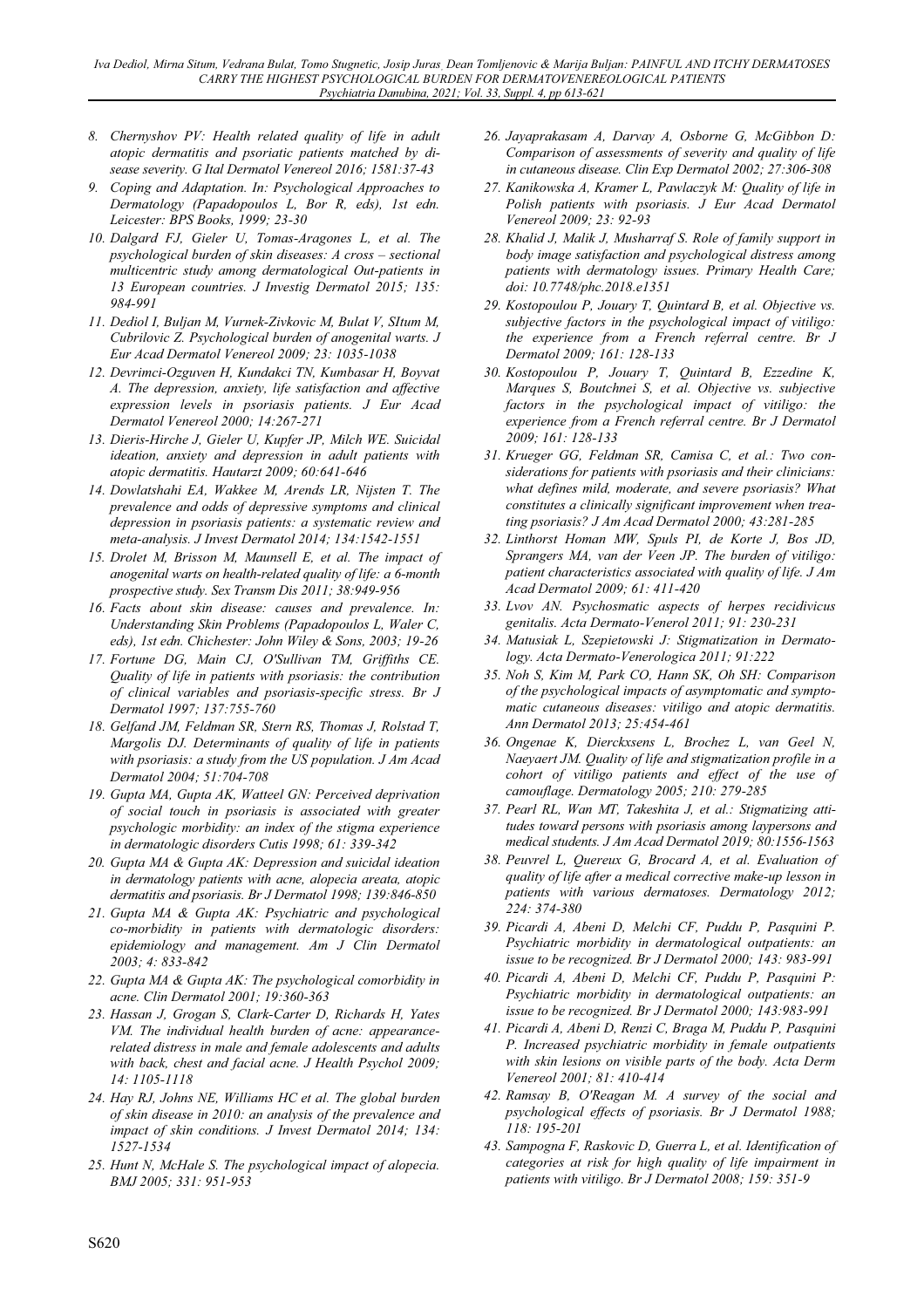8. Chernyshov PV: Health related quality of life in adult atopic dermatitis and psoriatic patients matched by disease severity. G Ital Dermatol Venereol 2016; 1581:37-43
9. Coping and Adaptation. In: Psychological Approaches to Dermatology (Papadopoulos L, Bor R, eds), 1st edn. Leicester: BPS Books, 1999; 23-30
10. Dalgard FJ, Gieler U, Tomas-Aragones L, et al. The psychological burden of skin diseases: A cross – sectional multicentric study among dermatologic Out-patients in 13 European countries. J Investig Dermatol 2015; 135: 984-991
11. Dediol I, Buljan M, Vurnek-Zivkovic M, Bulat V, SItum M, Cubrilovic Z. Psychological burden of anogenital warts. J Eur Acad Dermatol Venereol 2009; 23: 1035-1038
12. Devrimci-Ozguven H, Kundakci TN, Kumbasar H, Boyvat A. The depression, anxiety, life satisfaction and affective expression levels in psoriasis patients. J Eur Acad Dermatol Venereol 2000; 14:267-271
13. Dieris-Hirche J, Gieler U, Kupfer JP, Milch WE. Suicidal ideation, anxiety and depression in adult patients with atopic dermatitis. Hautarzt 2009; 60:641-646
14. Dowlatshahi EA, Wakkee M, Arends LR, Nijsten T. The prevalence and odds of depressive symptoms and clinical depression in psoriasis patients: a systematic review and meta-analysis. J Invest Dermatol 2014; 134:1542-1551
15. Drolet M, Brisson M, Maunsell E, et al. The impact of anogenital warts on health-related quality of life: a 6-month prospective study. Sex Transm Dis 2011; 38:949-956
16. Facts about skin disease: causes and prevalence. In: Understanding Skin Problems (Papadopoulos L, Waler C, eds), 1st edn. Chichester: John Wiley & Sons, 2003; 19-26
17. Fortune DG, Main CJ, O'Sullivan TM, Griffiths CE. Quality of life in patients with psoriasis: the contribution of clinical variables and psoriasis-specific stress. Br J Dermatol 1997; 137:755-760
18. Gelfand JM, Feldman SR, Stern RS, Thomas J, Rolstad T, Margolis DJ. Determinants of quality of life in patients with psoriasis: a study from the US population. J Am Acad Dermatol 2004; 51:704-708
19. Gupta MA, Gupta AK, Watteel GN: Perceived deprivation of social touch in psoriasis is associated with greater psychologic morbidity: an index of the stigma experience in dermatologic disorders Cutis 1998; 61: 339-342
20. Gupta MA & Gupta AK: Depression and suicidal ideation in dermatology patients with acne, alopecia areata, atopic dermatitis and psoriasis. Br J Dermatol 1998; 139:846-850
21. Gupta MA & Gupta AK: Psychiatric and psychological co-morbidity in patients with dermatologic disorders: epidemiology and management. Am J Clin Dermatol 2003; 4: 833-842
22. Gupta MA & Gupta AK: The psychological comorbidity in acne. Clin Dermatol 2001; 19:360-363
23. Hassan J, Grogan S, Clark-Carter D, Richards H, Yates VM. The individual health burden of acne: appearance-related distress in male and female adolescents and adults with back, chest and facial acne. J Health Psychol 2009; 14: 1105-1118
24. Hay RJ, Johns NE, Williams HC et al. The global burden of skin disease in 2010: an analysis of the prevalence and impact of skin conditions. J Invest Dermatol 2014; 134: 1527-1534
25. Hunt N, McHale S. The psychological impact of alopecia. BMJ 2005; 331: 951-953
26. Jayaprakasam A, Darvay A, Osborne G, McGibbon D: Comparison of assessments of severity and quality of life in cutaneous disease. Clin Exp Dermatol 2002; 27:306-308
27. Kanikowska A, Kramer L, Pawlaczyk M: Quality of life in Polish patients with psoriasis. J Eur Acad Dermatol Venereol 2009; 23: 92-93
28. Khalid J, Malik J, Musharraf S. Role of family support in body image satisfaction and psychological distress among patients with dermatology issues. Primary Health Care; doi: 10.7748/phc.2018.e1351
29. Kostopoulou P, Jouary T, Quintard B, et al. Objective vs. subjective factors in the psychological impact of vitiligo: the experience from a French referral centre. Br J Dermatol 2009; 161: 128-133
30. Kostopoulou P, Jouary T, Quintard B, Ezzedine K, Marques S, Boutchnei S, et al. Objective vs. subjective factors in the psychological impact of vitiligo: the experience from a French referral centre. Br J Dermatol 2009; 161: 128-133
31. Krueger GG, Feldman SR, Camisa C, et al.: Two considerations for patients with psoriasis and their clinicians: what defines mild, moderate, and severe psoriasis? What constitutes a clinically significant improvement when treating psoriasis? J Am Acad Dermatol 2000; 43:281-285
32. Linthorst Homan MW, Spuls PI, de Korte J, Bos JD, Sprangers MA, van der Veen JP. The burden of vitiligo: patient characteristics associated with quality of life. J Am Acad Dermatol 2009; 61: 411-420
33. Lvov AN. Psychosmatic aspects of herpes recidivicus genitalis. Acta Dermato-Venerol 2011; 91: 230-231
34. Matusiak L, Szepietowski J: Stigmatization in Dermatology. Acta Dermato-Venerologica 2011; 91:222
35. Noh S, Kim M, Park CO, Hann SK, Oh SH: Comparison of the psychological impacts of asymptomatic and symptomatic cutaneous diseases: vitiligo and atopic dermatitis. Ann Dermatol 2013; 25:454-461
36. Ongenae K, Dierckxsens L, Brochez L, van Geel N, Naeyaert JM. Quality of life and stigmatization profile in a cohort of vitiligo patients and effect of the use of camouflage. Dermatology 2005; 210: 279-285
37. Pearl RL, Wan MT, Takeshita J, et al.: Stigmatizing attitudes toward persons with psoriasis among laypersons and medical students. J Am Acad Dermatol 2019; 80:1556-1563
38. Peuvrel L, Quereux G, Brocard A, et al. Evaluation of quality of life after a medical corrective make-up lesson in patients with various dermatoses. Dermatology 2012; 224: 374-380
39. Picardi A, Abeni D, Melchi CF, Puddu P, Pasquini P. Psychiatric morbidity in dermatological outpatients: an issue to be recognized. Br J Dermatol 2000; 143: 983-991
40. Picardi A, Abeni D, Melchi CF, Puddu P, Pasquini P: Psychiatric morbidity in dermatological outpatients: an issue to be recognized. Br J Dermatol 2000; 143:983-991
41. Picardi A, Abeni D, Renzi C, Braga M, Puddu P, Pasquini P. Increased psychiatric morbidity in female outpatients with skin lesions on visible parts of the body. Acta Derm Venereol 2001; 81: 410-414
42. Ramsay B, O'Reagan M. A survey of the social and psychological effects of psoriasis. Br J Dermatol 1988; 118: 195-201
43. Sampogna F, Raskovic D, Guerra L, et al. Identification of categories at risk for high quality of life impairment in patients with vitiligo. Br J Dermatol 2008; 159: 351-9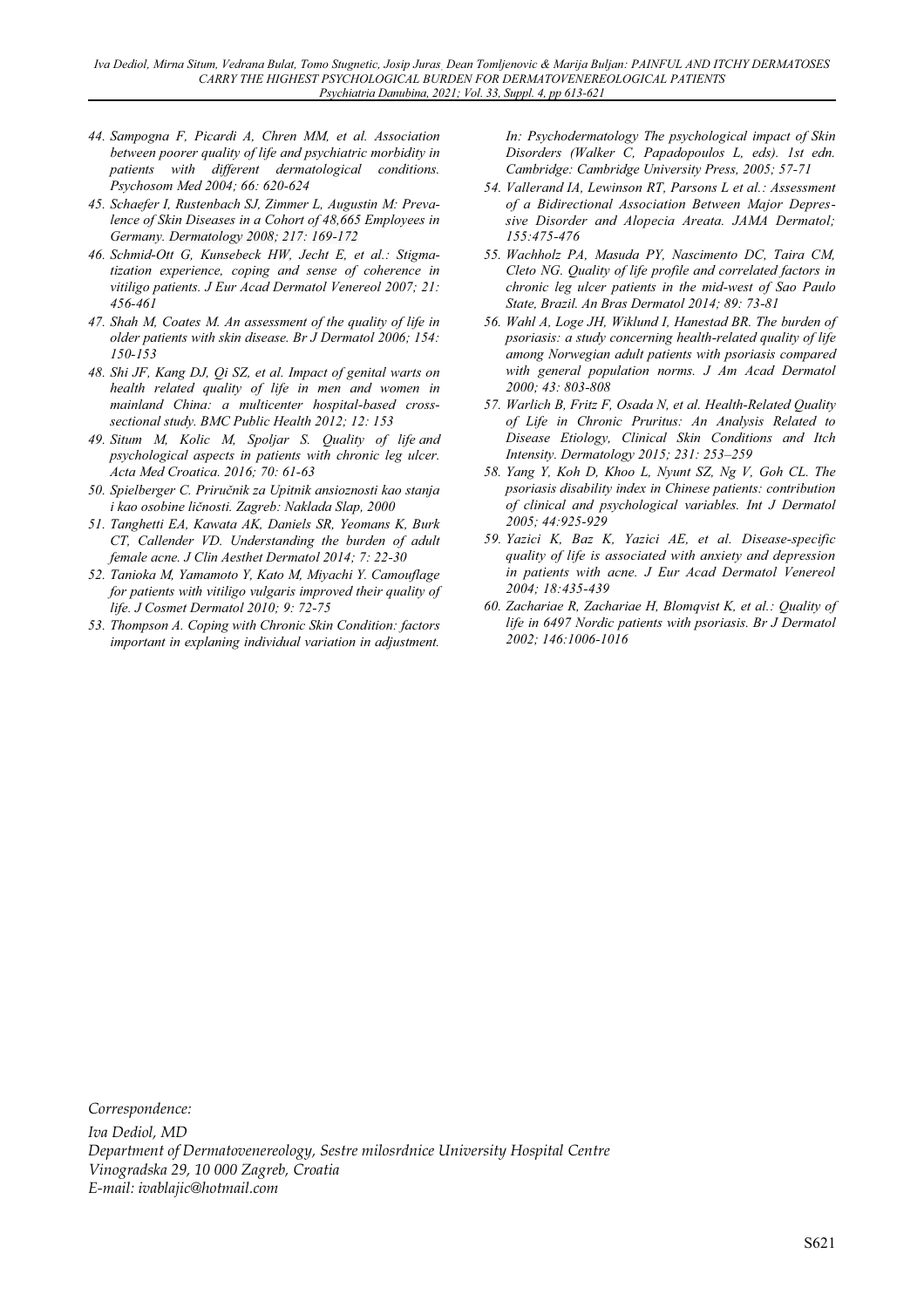44. *Sampogna F, Picardi A, Chren MM, et al. Association between poorer quality of life and psychiatric morbidity in patients with different dermatological conditions. Psychosom Med 2004; 66: 620-624*
45. *Schaefer I, Rustenbach SJ, Zimmer L, Augustin M: Prevalence of Skin Diseases in a Cohort of 48,665 Employees in Germany. Dermatology 2008; 217: 169-172*
46. *Schmid-Ott G, Kunsebeck HW, Jecht E, et al.: Stigmatization experience, coping and sense of coherence in vitiligo patients. J Eur Acad Dermatol Venereol 2007; 21: 456-461*
47. *Shah M, Coates M. An assessment of the quality of life in older patients with skin disease. Br J Dermatol 2006; 154: 150-153*
48. *Shi JF, Kang DJ, Qi SZ, et al. Impact of genital warts on health related quality of life in men and women in mainland China: a multicenter hospital-based cross-sectional study. BMC Public Health 2012; 12: 153*
49. *Situm M, Kolic M, Spoljar S. Quality of life and psychological aspects in patients with chronic leg ulcer. Acta Med Croatica. 2016; 70: 61-63*
50. *Spielberger C. Priručnik za Upitnik ansioznosti kao stanja i kao osobine ličnosti. Zagreb: Naklada Slap, 2000*
51. *Tanghetti EA, Kawata AK, Daniels SR, Yeomans K, Burk CT, Callender VD. Understanding the burden of adult female acne. J Clin Aesthet Dermatol 2014; 7: 22-30*
52. *Tanioka M, Yamamoto Y, Kato M, Miyachi Y. Camouflage for patients with vitiligo vulgaris improved their quality of life. J Cosmet Dermatol 2010; 9: 72-75*
53. *Thompson A. Coping with Chronic Skin Condition: factors important in explaning individual variation in adjustment. In: Psychodermatology The psychological impact of Skin Disorders (Walker C, Papadopoulos L, eds). 1st edn. Cambridge: Cambridge University Press, 2005; 57-71*
54. *Vallerand IA, Lewinson RT, Parsons L et al.: Assessment of a Bidirectional Association Between Major Depressive Disorder and Alopecia Areata. JAMA Dermatol; 155:475-476*
55. *Wachholz PA, Masuda PY, Nascimento DC, Taira CM, Cleto NG. Quality of life profile and correlated factors in chronic leg ulcer patients in the mid-west of Sao Paulo State, Brazil. An Bras Dermatol 2014; 89: 73-81*
56. *Wahl A, Loge JH, Wiklund I, Hanestad BR. The burden of psoriasis: a study concerning health-related quality of life among Norwegian adult patients with psoriasis compared with general population norms. J Am Acad Dermatol 2000; 43: 803-808*
57. *Warlich B, Fritz F, Osada N, et al. Health-Related Quality of Life in Chronic Pruritus: An Analysis Related to Disease Etiology, Clinical Skin Conditions and Itch Intensity. Dermatology 2015; 231: 253–259*
58. *Yang Y, Koh D, Khoo L, Nyunt SZ, Ng V, Goh CL. The psoriasis disability index in Chinese patients: contribution of clinical and psychological variables. Int J Dermatol 2005; 44:925-929*
59. *Yazici K, Baz K, Yazici AE, et al. Disease-specific quality of life is associated with anxiety and depression in patients with acne. J Eur Acad Dermatol Venereol 2004; 18:435-439*
60. *Zachariae R, Zachariae H, Blomqvist K, et al.: Quality of life in 6497 Nordic patients with psoriasis. Br J Dermatol 2002; 146:1006-1016*

*Correspondence:*
*Iva Dediol, MD*
*Department of Dermatovenereology, Sestre milosrdnice University Hospital Centre*
*Vinogradska 29, 10 000 Zagreb, Croatia*
*E-mail: ivablajic@hotmail.com*